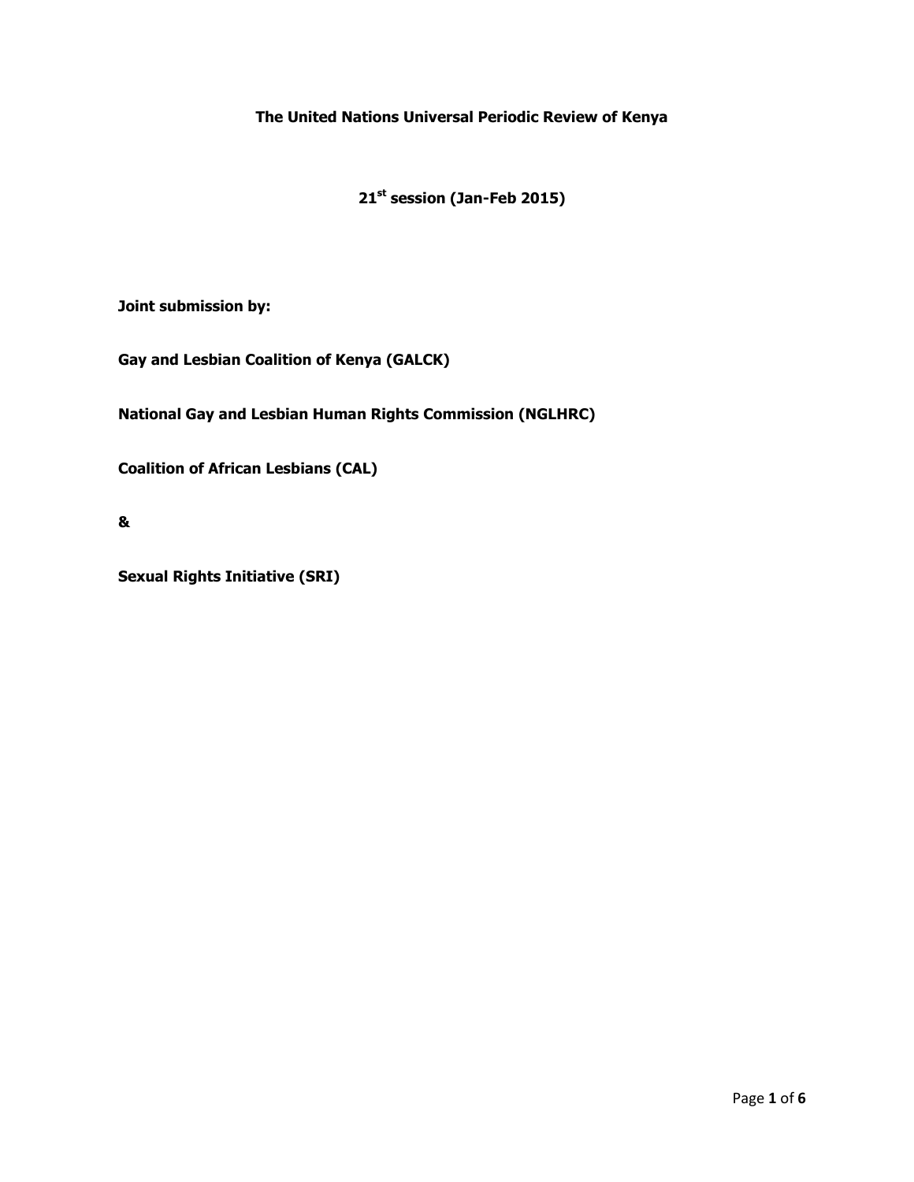# The United Nations Universal Periodic Review of Kenya

## 21st session (Jan-Feb 2015)

**Joint submission by:**

**Gay and Lesbian Coalition of Kenya (GALCK)**

**National Gay and Lesbian Human Rights Commission (NGLHRC)**

**Coalition of African Lesbians (CAL)**

**&**

**Sexual Rights Initiative (SRI)**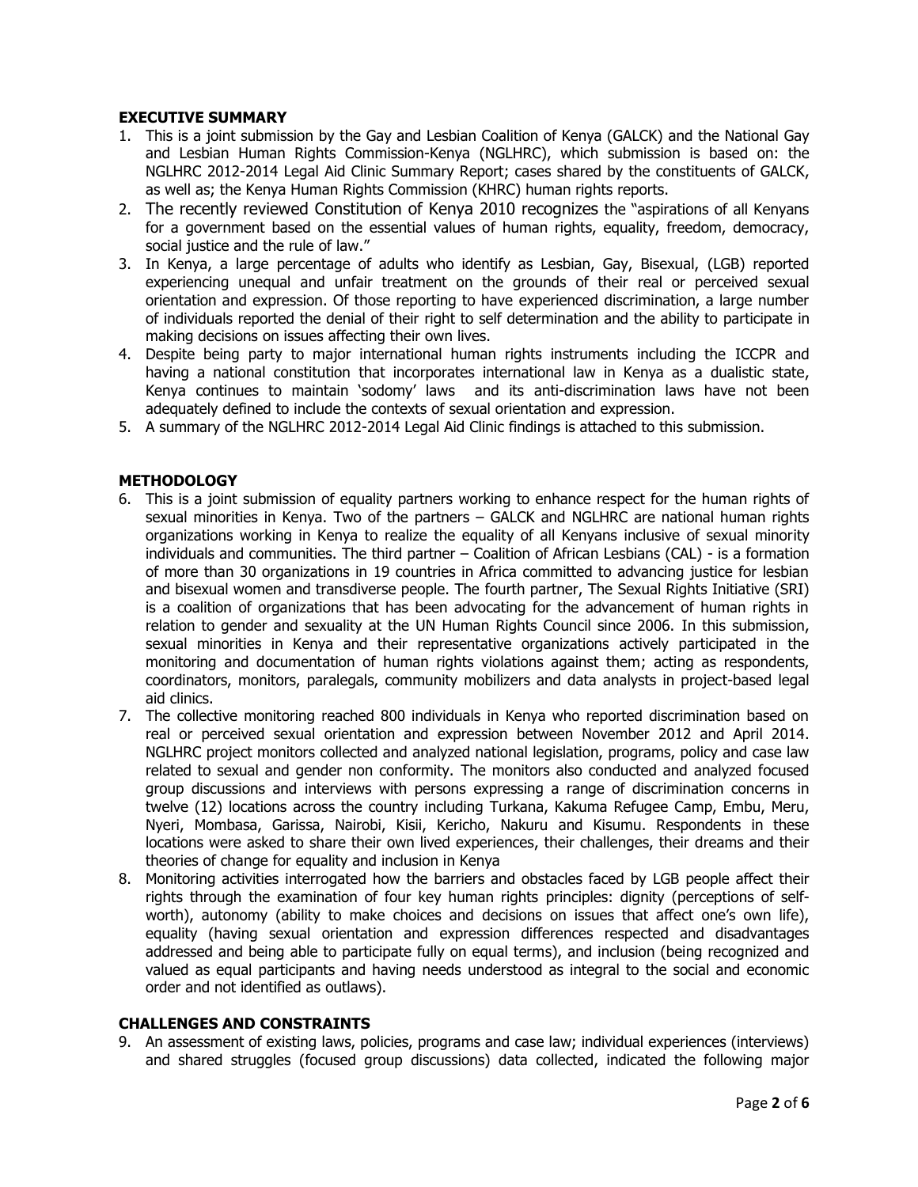**EXECUTIVE SUMMARY**

1. This is a joint submission by the Gay and Lesbian Coalition of Kenya (GALCK) and the National Gay and Lesbian Human Rights Commission-Kenya (NGLHRC), which submission is based on: the NGLHRC 2012-2014 Legal Aid Clinic Summary Report; cases shared by the constituents of GALCK, as well as; the Kenya Human Rights Commission (KHRC) human rights reports.
2. The recently reviewed Constitution of Kenya 2010 recognizes the "aspirations of all Kenyans for a government based on the essential values of human rights, equality, freedom, democracy, social justice and the rule of law."
3. In Kenya, a large percentage of adults who identify as Lesbian, Gay, Bisexual, (LGB) reported experiencing unequal and unfair treatment on the grounds of their real or perceived sexual orientation and expression. Of those reporting to have experienced discrimination, a large number of individuals reported the denial of their right to self determination and the ability to participate in making decisions on issues affecting their own lives.
4. Despite being party to major international human rights instruments including the ICCPR and having a national constitution that incorporates international law in Kenya as a dualistic state, Kenya continues to maintain 'sodomy' laws and its anti-discrimination laws have not been adequately defined to include the contexts of sexual orientation and expression.
5. A summary of the NGLHRC 2012-2014 Legal Aid Clinic findings is attached to this submission.

**METHODOLOGY**

6. This is a joint submission of equality partners working to enhance respect for the human rights of sexual minorities in Kenya. Two of the partners – GALCK and NGLHRC are national human rights organizations working in Kenya to realize the equality of all Kenyans inclusive of sexual minority individuals and communities. The third partner – Coalition of African Lesbians (CAL) - is a formation of more than 30 organizations in 19 countries in Africa committed to advancing justice for lesbian and bisexual women and transdiverse people. The fourth partner, The Sexual Rights Initiative (SRI) is a coalition of organizations that has been advocating for the advancement of human rights in relation to gender and sexuality at the UN Human Rights Council since 2006. In this submission, sexual minorities in Kenya and their representative organizations actively participated in the monitoring and documentation of human rights violations against them; acting as respondents, coordinators, monitors, paralegals, community mobilizers and data analysts in project-based legal aid clinics.
7. The collective monitoring reached 800 individuals in Kenya who reported discrimination based on real or perceived sexual orientation and expression between November 2012 and April 2014. NGLHRC project monitors collected and analyzed national legislation, programs, policy and case law related to sexual and gender non conformity. The monitors also conducted and analyzed focused group discussions and interviews with persons expressing a range of discrimination concerns in twelve (12) locations across the country including Turkana, Kakuma Refugee Camp, Embu, Meru, Nyeri, Mombasa, Garissa, Nairobi, Kisii, Kericho, Nakuru and Kisumu. Respondents in these locations were asked to share their own lived experiences, their challenges, their dreams and their theories of change for equality and inclusion in Kenya
8. Monitoring activities interrogated how the barriers and obstacles faced by LGB people affect their rights through the examination of four key human rights principles: dignity (perceptions of self-worth), autonomy (ability to make choices and decisions on issues that affect one's own life), equality (having sexual orientation and expression differences respected and disadvantages addressed and being able to participate fully on equal terms), and inclusion (being recognized and valued as equal participants and having needs understood as integral to the social and economic order and not identified as outlaws).

**CHALLENGES AND CONSTRAINTS**

9. An assessment of existing laws, policies, programs and case law; individual experiences (interviews) and shared struggles (focused group discussions) data collected, indicated the following major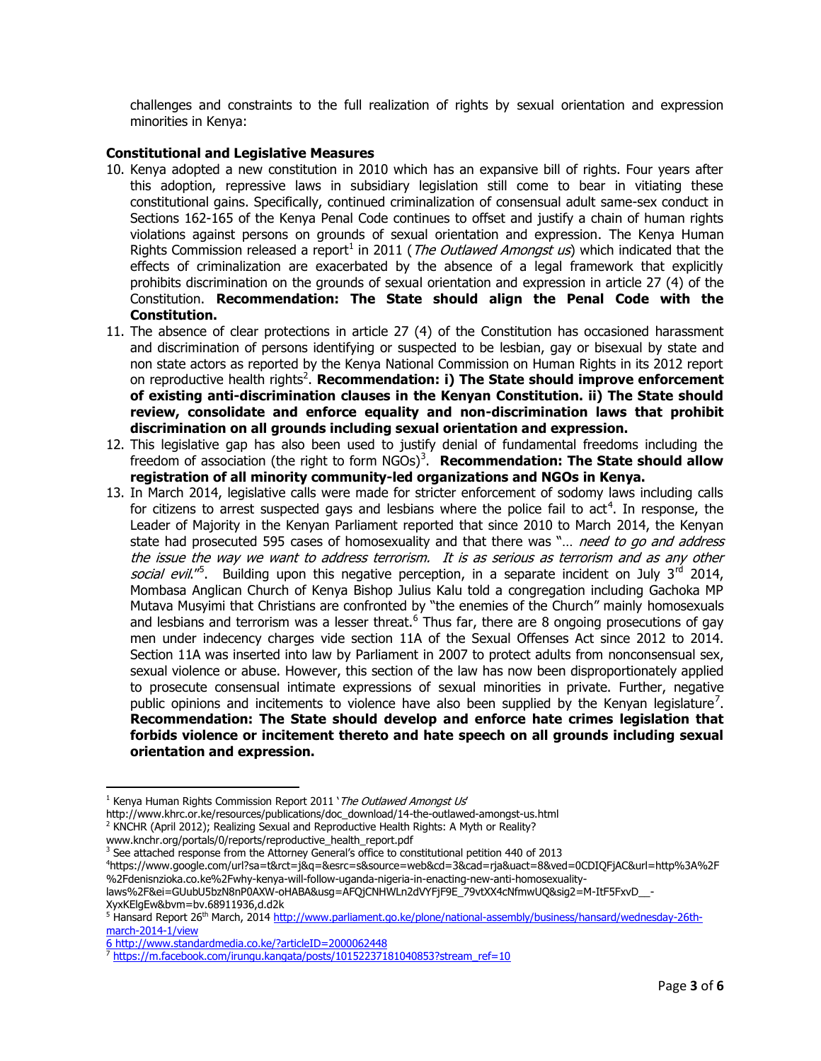challenges and constraints to the full realization of rights by sexual orientation and expression minorities in Kenya:

**Constitutional and Legislative Measures**

10. Kenya adopted a new constitution in 2010 which has an expansive bill of rights. Four years after this adoption, repressive laws in subsidiary legislation still come to bear in vitiating these constitutional gains. Specifically, continued criminalization of consensual adult same-sex conduct in Sections 162-165 of the Kenya Penal Code continues to offset and justify a chain of human rights violations against persons on grounds of sexual orientation and expression. The Kenya Human Rights Commission released a report[1] in 2011 (*The Outlawed Amongst us*) which indicated that the effects of criminalization are exacerbated by the absence of a legal framework that explicitly prohibits discrimination on the grounds of sexual orientation and expression in article 27 (4) of the Constitution. **Recommendation: The State should align the Penal Code with the Constitution.**
11. The absence of clear protections in article 27 (4) of the Constitution has occasioned harassment and discrimination of persons identifying or suspected to be lesbian, gay or bisexual by state and non state actors as reported by the Kenya National Commission on Human Rights in its 2012 report on reproductive health rights[2]. **Recommendation: i) The State should improve enforcement of existing anti-discrimination clauses in the Kenyan Constitution. ii) The State should review, consolidate and enforce equality and non-discrimination laws that prohibit discrimination on all grounds including sexual orientation and expression.**
12. This legislative gap has also been used to justify denial of fundamental freedoms including the freedom of association (the right to form NGOs)[3]. **Recommendation: The State should allow registration of all minority community-led organizations and NGOs in Kenya.**
13. In March 2014, legislative calls were made for stricter enforcement of sodomy laws including calls for citizens to arrest suspected gays and lesbians where the police fail to act[4]. In response, the Leader of Majority in the Kenyan Parliament reported that since 2010 to March 2014, the Kenyan state had prosecuted 595 cases of homosexuality and that there was "… *need to go and address the issue the way we want to address terrorism. It is as serious as terrorism and as any other social evil.*"[5]. Building upon this negative perception, in a separate incident on July 3rd 2014, Mombasa Anglican Church of Kenya Bishop Julius Kalu told a congregation including Gachoka MP Mutava Musyimi that Christians are confronted by "the enemies of the Church" mainly homosexuals and lesbians and terrorism was a lesser threat.[6] Thus far, there are 8 ongoing prosecutions of gay men under indecency charges vide section 11A of the Sexual Offenses Act since 2012 to 2014. Section 11A was inserted into law by Parliament in 2007 to protect adults from nonconsensual sex, sexual violence or abuse. However, this section of the law has now been disproportionately applied to prosecute consensual intimate expressions of sexual minorities in private. Further, negative public opinions and incitements to violence have also been supplied by the Kenyan legislature[7]. **Recommendation: The State should develop and enforce hate crimes legislation that forbids violence or incitement thereto and hate speech on all grounds including sexual orientation and expression.**

---

[1] Kenya Human Rights Commission Report 2011 '*The Outlawed Amongst Us*' http://www.khrc.or.ke/resources/publications/doc_download/14-the-outlawed-amongst-us.html

[2] KNCHR (April 2012); Realizing Sexual and Reproductive Health Rights: A Myth or Reality? www.knchr.org/portals/0/reports/reproductive_health_report.pdf

[3] See attached response from the Attorney General's office to constitutional petition 440 of 2013

[4] https://www.google.com/url?sa=t&rct=j&q=&esrc=s&source=web&cd=3&cad=rja&uact=8&ved=0CDIQFjAC&url=http%3A%2F%2Fdenisnzioka.co.ke%2Fwhy-kenya-will-follow-uganda-nigeria-in-enacting-new-anti-homosexuality-laws%2F&ei=GUubU5bzN8nP0AXW-oHABA&usg=AFQjCNHWLn2dVYFjF9E_79vtXX4cNfmwUQ&sig2=M-ItF5FxvD__-XyxKElgEw&bvm=bv.68911936,d.d2k

[5] Hansard Report 26th March, 2014 http://www.parliament.go.ke/plone/national-assembly/business/hansard/wednesday-26th-march-2014-1/view

[6] http://www.standardmedia.co.ke/?articleID=2000062448

[7] https://m.facebook.com/irungu.kangata/posts/10152237181040853?stream_ref=10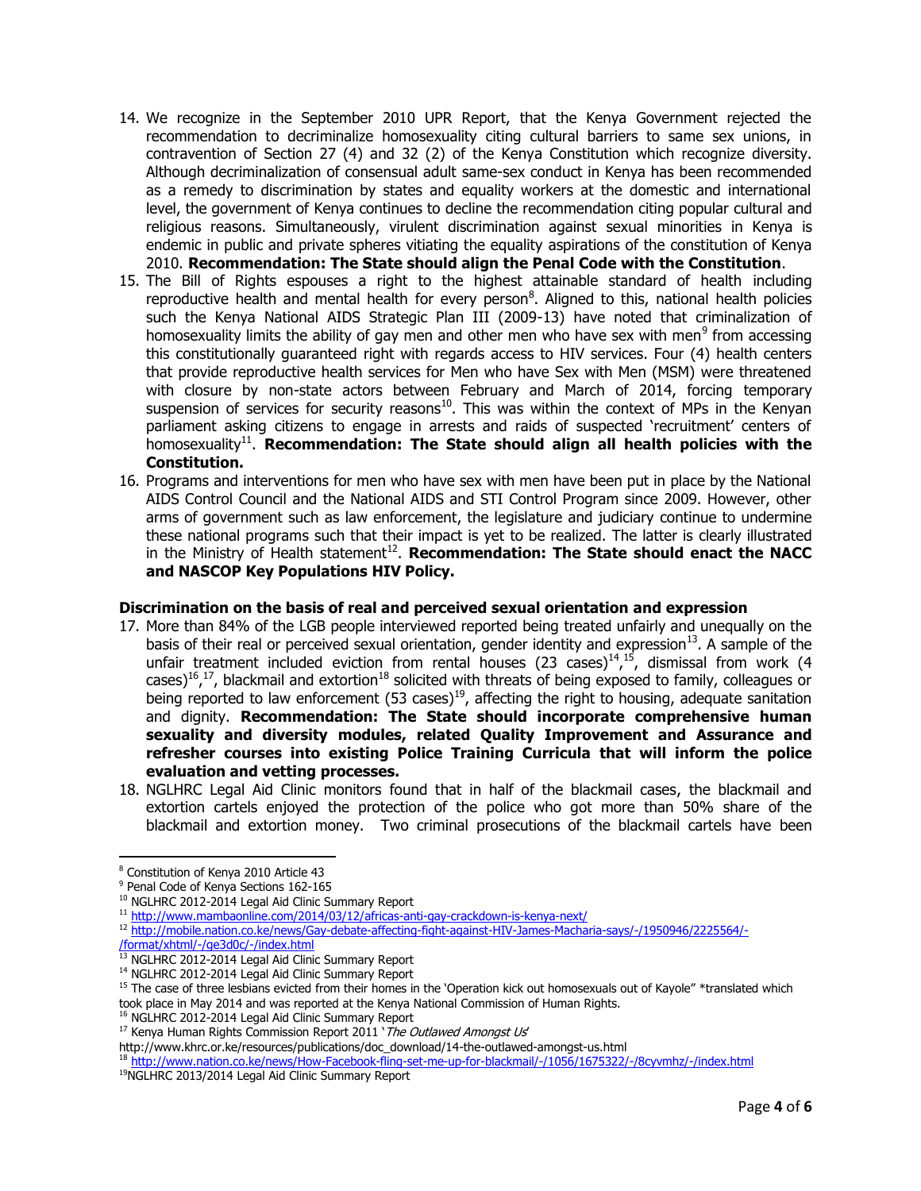14. We recognize in the September 2010 UPR Report, that the Kenya Government rejected the recommendation to decriminalize homosexuality citing cultural barriers to same sex unions, in contravention of Section 27 (4) and 32 (2) of the Kenya Constitution which recognize diversity. Although decriminalization of consensual adult same-sex conduct in Kenya has been recommended as a remedy to discrimination by states and equality workers at the domestic and international level, the government of Kenya continues to decline the recommendation citing popular cultural and religious reasons. Simultaneously, virulent discrimination against sexual minorities in Kenya is endemic in public and private spheres vitiating the equality aspirations of the constitution of Kenya 2010. **Recommendation: The State should align the Penal Code with the Constitution**.
15. The Bill of Rights espouses a right to the highest attainable standard of health including reproductive health and mental health for every person[8]. Aligned to this, national health policies such the Kenya National AIDS Strategic Plan III (2009-13) have noted that criminalization of homosexuality limits the ability of gay men and other men who have sex with men[9] from accessing this constitutionally guaranteed right with regards access to HIV services. Four (4) health centers that provide reproductive health services for Men who have Sex with Men (MSM) were threatened with closure by non-state actors between February and March of 2014, forcing temporary suspension of services for security reasons[10]. This was within the context of MPs in the Kenyan parliament asking citizens to engage in arrests and raids of suspected 'recruitment' centers of homosexuality[11]. **Recommendation: The State should align all health policies with the Constitution.**
16. Programs and interventions for men who have sex with men have been put in place by the National AIDS Control Council and the National AIDS and STI Control Program since 2009. However, other arms of government such as law enforcement, the legislature and judiciary continue to undermine these national programs such that their impact is yet to be realized. The latter is clearly illustrated in the Ministry of Health statement[12]. **Recommendation: The State should enact the NACC and NASCOP Key Populations HIV Policy.**

**Discrimination on the basis of real and perceived sexual orientation and expression**

17. More than 84% of the LGB people interviewed reported being treated unfairly and unequally on the basis of their real or perceived sexual orientation, gender identity and expression[13]. A sample of the unfair treatment included eviction from rental houses (23 cases)[14],[15], dismissal from work (4 cases)[16],[17], blackmail and extortion[18] solicited with threats of being exposed to family, colleagues or being reported to law enforcement (53 cases)[19], affecting the right to housing, adequate sanitation and dignity. **Recommendation: The State should incorporate comprehensive human sexuality and diversity modules, related Quality Improvement and Assurance and refresher courses into existing Police Training Curricula that will inform the police evaluation and vetting processes.**
18. NGLHRC Legal Aid Clinic monitors found that in half of the blackmail cases, the blackmail and extortion cartels enjoyed the protection of the police who got more than 50% share of the blackmail and extortion money. Two criminal prosecutions of the blackmail cartels have been

---

[8] Constitution of Kenya 2010 Article 43
[9] Penal Code of Kenya Sections 162-165
[10] NGLHRC 2012-2014 Legal Aid Clinic Summary Report
[11] http://www.mambaonline.com/2014/03/12/africas-anti-gay-crackdown-is-kenya-next/
[12] http://mobile.nation.co.ke/news/Gay-debate-affecting-fight-against-HIV-James-Macharia-says/-/1950946/2225564/-/format/xhtml/-/ge3d0c/-/index.html
[13] NGLHRC 2012-2014 Legal Aid Clinic Summary Report
[14] NGLHRC 2012-2014 Legal Aid Clinic Summary Report
[15] The case of three lesbians evicted from their homes in the 'Operation kick out homosexuals out of Kayole" *translated which took place in May 2014 and was reported at the Kenya National Commission of Human Rights.
[16] NGLHRC 2012-2014 Legal Aid Clinic Summary Report
[17] Kenya Human Rights Commission Report 2011 '*The Outlawed Amongst Us*' http://www.khrc.or.ke/resources/publications/doc_download/14-the-outlawed-amongst-us.html
[18] http://www.nation.co.ke/news/How-Facebook-fling-set-me-up-for-blackmail/-/1056/1675322/-/8cyvmhz/-/index.html
[19] NGLHRC 2013/2014 Legal Aid Clinic Summary Report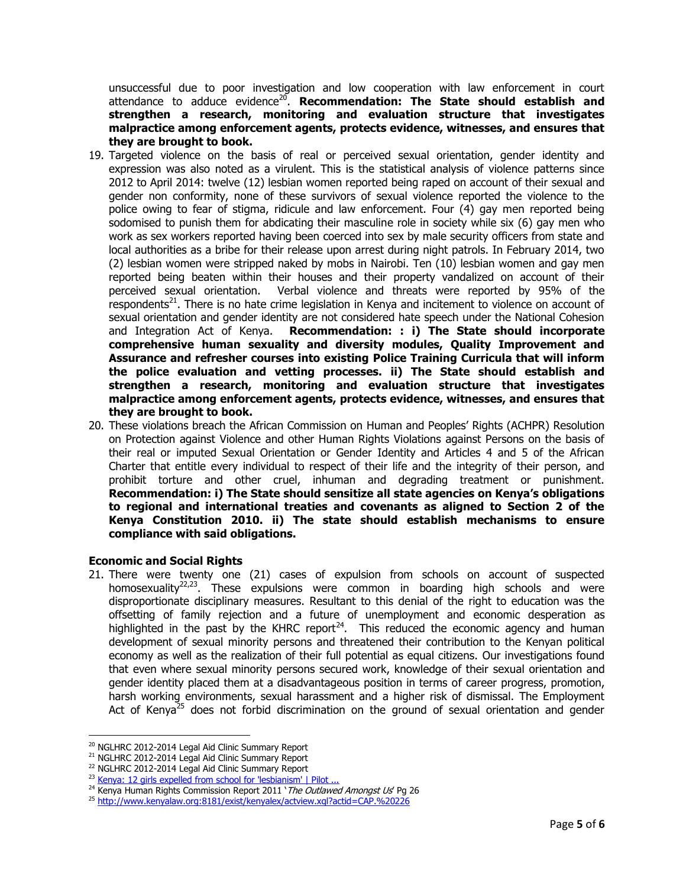unsuccessful due to poor investigation and low cooperation with law enforcement in court attendance to adduce evidence[20]. **Recommendation: The State should establish and strengthen a research, monitoring and evaluation structure that investigates malpractice among enforcement agents, protects evidence, witnesses, and ensures that they are brought to book.**

19. Targeted violence on the basis of real or perceived sexual orientation, gender identity and expression was also noted as a virulent. This is the statistical analysis of violence patterns since 2012 to April 2014: twelve (12) lesbian women reported being raped on account of their sexual and gender non conformity, none of these survivors of sexual violence reported the violence to the police owing to fear of stigma, ridicule and law enforcement. Four (4) gay men reported being sodomised to punish them for abdicating their masculine role in society while six (6) gay men who work as sex workers reported having been coerced into sex by male security officers from state and local authorities as a bribe for their release upon arrest during night patrols. In February 2014, two (2) lesbian women were stripped naked by mobs in Nairobi. Ten (10) lesbian women and gay men reported being beaten within their houses and their property vandalized on account of their perceived sexual orientation. Verbal violence and threats were reported by 95% of the respondents[21]. There is no hate crime legislation in Kenya and incitement to violence on account of sexual orientation and gender identity are not considered hate speech under the National Cohesion and Integration Act of Kenya. **Recommendation: : i) The State should incorporate comprehensive human sexuality and diversity modules, Quality Improvement and Assurance and refresher courses into existing Police Training Curricula that will inform the police evaluation and vetting processes. ii) The State should establish and strengthen a research, monitoring and evaluation structure that investigates malpractice among enforcement agents, protects evidence, witnesses, and ensures that they are brought to book.**
20. These violations breach the African Commission on Human and Peoples' Rights (ACHPR) Resolution on Protection against Violence and other Human Rights Violations against Persons on the basis of their real or imputed Sexual Orientation or Gender Identity and Articles 4 and 5 of the African Charter that entitle every individual to respect of their life and the integrity of their person, and prohibit torture and other cruel, inhuman and degrading treatment or punishment. **Recommendation: i) The State should sensitize all state agencies on Kenya's obligations to regional and international treaties and covenants as aligned to Section 2 of the Kenya Constitution 2010. ii) The state should establish mechanisms to ensure compliance with said obligations.**

**Economic and Social Rights**

21. There were twenty one (21) cases of expulsion from schools on account of suspected homosexuality[22,23]. These expulsions were common in boarding high schools and were disproportionate disciplinary measures. Resultant to this denial of the right to education was the offsetting of family rejection and a future of unemployment and economic desperation as highlighted in the past by the KHRC report[24]. This reduced the economic agency and human development of sexual minority persons and threatened their contribution to the Kenyan political economy as well as the realization of their full potential as equal citizens. Our investigations found that even where sexual minority persons secured work, knowledge of their sexual orientation and gender identity placed them at a disadvantageous position in terms of career progress, promotion, harsh working environments, sexual harassment and a higher risk of dismissal. The Employment Act of Kenya[25] does not forbid discrimination on the ground of sexual orientation and gender

---

[20] NGLHRC 2012-2014 Legal Aid Clinic Summary Report
[21] NGLHRC 2012-2014 Legal Aid Clinic Summary Report
[22] NGLHRC 2012-2014 Legal Aid Clinic Summary Report
[23] Kenya: 12 girls expelled from school for 'lesbianism' | Pilot ...
[24] Kenya Human Rights Commission Report 2011 '*The Outlawed Amongst Us*' Pg 26
[25] http://www.kenyalaw.org:8181/exist/kenyalex/actview.xql?actid=CAP.%20226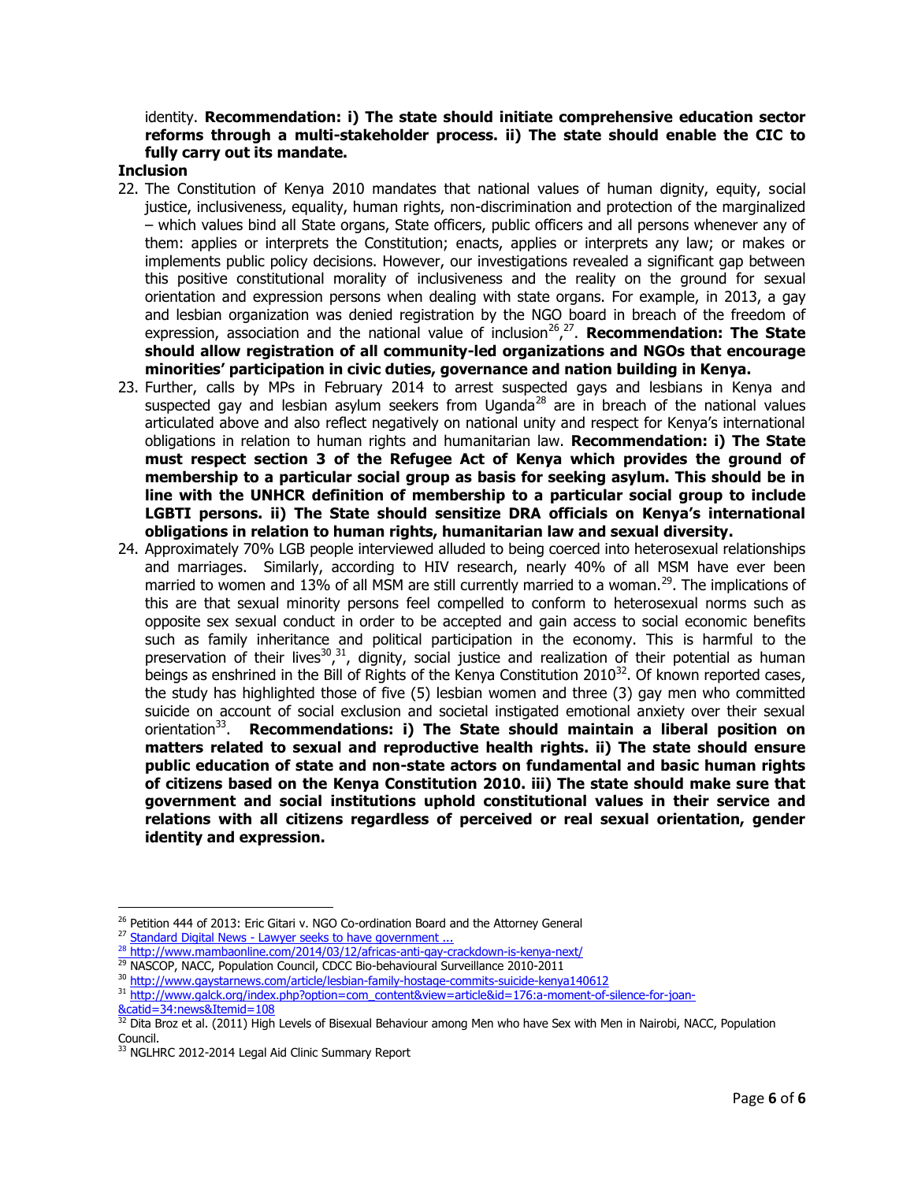identity. **Recommendation: i) The state should initiate comprehensive education sector reforms through a multi-stakeholder process. ii) The state should enable the CIC to fully carry out its mandate.**

**Inclusion**

22. The Constitution of Kenya 2010 mandates that national values of human dignity, equity, social justice, inclusiveness, equality, human rights, non-discrimination and protection of the marginalized – which values bind all State organs, State officers, public officers and all persons whenever any of them: applies or interprets the Constitution; enacts, applies or interprets any law; or makes or implements public policy decisions. However, our investigations revealed a significant gap between this positive constitutional morality of inclusiveness and the reality on the ground for sexual orientation and expression persons when dealing with state organs. For example, in 2013, a gay and lesbian organization was denied registration by the NGO board in breach of the freedom of expression, association and the national value of inclusion[26],[27]. **Recommendation: The State should allow registration of all community-led organizations and NGOs that encourage minorities' participation in civic duties, governance and nation building in Kenya.**
23. Further, calls by MPs in February 2014 to arrest suspected gays and lesbians in Kenya and suspected gay and lesbian asylum seekers from Uganda[28] are in breach of the national values articulated above and also reflect negatively on national unity and respect for Kenya's international obligations in relation to human rights and humanitarian law. **Recommendation: i) The State must respect section 3 of the Refugee Act of Kenya which provides the ground of membership to a particular social group as basis for seeking asylum. This should be in line with the UNHCR definition of membership to a particular social group to include LGBTI persons. ii) The State should sensitize DRA officials on Kenya's international obligations in relation to human rights, humanitarian law and sexual diversity.**
24. Approximately 70% LGB people interviewed alluded to being coerced into heterosexual relationships and marriages. Similarly, according to HIV research, nearly 40% of all MSM have ever been married to women and 13% of all MSM are still currently married to a woman.[29]. The implications of this are that sexual minority persons feel compelled to conform to heterosexual norms such as opposite sex sexual conduct in order to be accepted and gain access to social economic benefits such as family inheritance and political participation in the economy. This is harmful to the preservation of their lives[30],[31], dignity, social justice and realization of their potential as human beings as enshrined in the Bill of Rights of the Kenya Constitution 2010[32]. Of known reported cases, the study has highlighted those of five (5) lesbian women and three (3) gay men who committed suicide on account of social exclusion and societal instigated emotional anxiety over their sexual orientation[33]. **Recommendations: i) The State should maintain a liberal position on matters related to sexual and reproductive health rights. ii) The state should ensure public education of state and non-state actors on fundamental and basic human rights of citizens based on the Kenya Constitution 2010. iii) The state should make sure that government and social institutions uphold constitutional values in their service and relations with all citizens regardless of perceived or real sexual orientation, gender identity and expression.**

---

[26] Petition 444 of 2013: Eric Gitari v. NGO Co-ordination Board and the Attorney General

[27] Standard Digital News - Lawyer seeks to have government ...

[28] http://www.mambaonline.com/2014/03/12/africas-anti-gay-crackdown-is-kenya-next/

[29] NASCOP, NACC, Population Council, CDCC Bio-behavioural Surveillance 2010-2011

[30] http://www.gaystarnews.com/article/lesbian-family-hostage-commits-suicide-kenya140612

[31] http://www.galck.org/index.php?option=com_content&view=article&id=176:a-moment-of-silence-for-joan-&catid=34:news&Itemid=108

[32] Dita Broz et al. (2011) High Levels of Bisexual Behaviour among Men who have Sex with Men in Nairobi, NACC, Population Council.

[33] NGLHRC 2012-2014 Legal Aid Clinic Summary Report